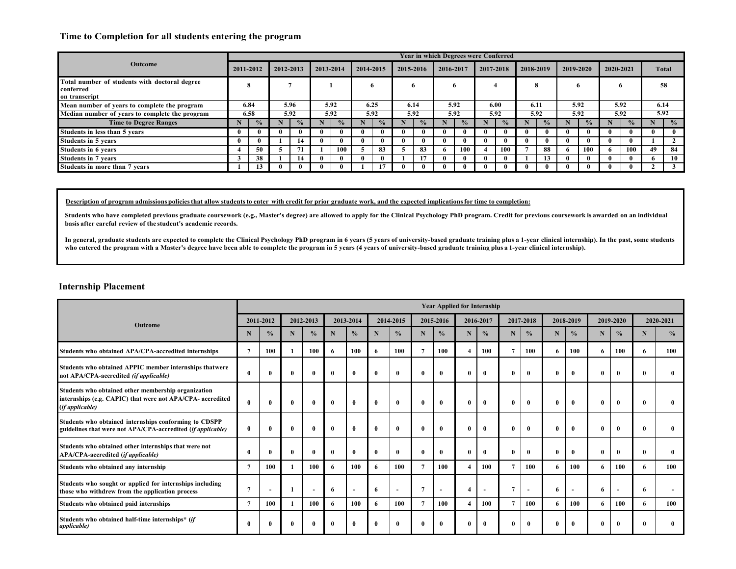## Time to Completion for all students entering the program

| Outcome | Year in which Degrees were Conferred | | | | | | | | | | | | | | | | | | | | | |
|---|---|---|---|---|---|---|---|---|---|---|---|---|---|---|---|---|---|---|---|---|---|---|
| | 2011-2012 | | 2012-2013 | | 2013-2014 | | 2014-2015 | | 2015-2016 | | 2016-2017 | | 2017-2018 | | 2018-2019 | | 2019-2020 | | 2020-2021 | | Total | |
| Total number of students with doctoral degree conferred on transcript | 8 | | 7 | | 1 | | 6 | | 6 | | 6 | | 4 | | 8 | | 6 | | 6 | | 58 | |
| Mean number of years to complete the program | 6.84 | | 5.96 | | 5.92 | | 6.25 | | 6.14 | | 5.92 | | 6.00 | | 6.11 | | 5.92 | | 5.92 | | 6.14 | |
| Median number of years to complete the program | 6.58 | | 5.92 | | 5.92 | | 5.92 | | 5.92 | | 5.92 | | 5.92 | | 5.92 | | 5.92 | | 5.92 | | 5.92 | |
| Time to Degree Ranges | N | % | N | % | N | % | N | % | N | % | N | % | N | % | N | % | N | % | N | % | N | % |
| Students in less than 5 years | 0 | 0 | 0 | 0 | 0 | 0 | 0 | 0 | 0 | 0 | 0 | 0 | 0 | 0 | 0 | 0 | 0 | 0 | 0 | 0 | 0 | 0 |
| Students in 5 years | 0 | 0 | 1 | 14 | 0 | 0 | 0 | 0 | 0 | 0 | 0 | 0 | 0 | 0 | 0 | 0 | 0 | 0 | 0 | 0 | 1 | 2 |
| Students in 6 years | 4 | 50 | 5 | 71 | 1 | 100 | 5 | 83 | 5 | 83 | 6 | 100 | 4 | 100 | 7 | 88 | 6 | 100 | 6 | 100 | 49 | 84 |
| Students in 7 years | 3 | 38 | 1 | 14 | 0 | 0 | 0 | 0 | 1 | 17 | 0 | 0 | 0 | 0 | 1 | 13 | 0 | 0 | 0 | 0 | 6 | 10 |
| Students in more than 7 years | 1 | 13 | 0 | 0 | 0 | 0 | 1 | 17 | 0 | 0 | 0 | 0 | 0 | 0 | 0 | 0 | 0 | 0 | 0 | 0 | 2 | 3 |

**Description of program admissions policies that allow students to enter with credit for prior graduate work, and the expected implications for time to completion:**

**Students who have completed previous graduate coursework (e.g., Master's degree) are allowed to apply for the Clinical Psychology PhD program. Credit for previous coursework is awarded on an individual basis after careful review of the student's academic records.**

**In general, graduate students are expected to complete the Clinical Psychology PhD program in 6 years (5 years of university-based graduate training plus a 1-year clinical internship). In the past, some students who entered the program with a Master's degree have been able to complete the program in 5 years (4 years of university-based graduate training plus a 1-year clinical internship).**

## Internship Placement

| Outcome | Year Applied for Internship | | | | | | | | | | | | | | | | | | | |
|---|---|---|---|---|---|---|---|---|---|---|---|---|---|---|---|---|---|---|---|---|
| | 2011-2012 | | 2012-2013 | | 2013-2014 | | 2014-2015 | | 2015-2016 | | 2016-2017 | | 2017-2018 | | 2018-2019 | | 2019-2020 | | 2020-2021 | |
| | N | % | N | % | N | % | N | % | N | % | N | % | N | % | N | % | N | % | N | % |
| Students who obtained APA/CPA-accredited internships | 7 | 100 | 1 | 100 | 6 | 100 | 6 | 100 | 7 | 100 | 4 | 100 | 7 | 100 | 6 | 100 | 6 | 100 | 6 | 100 |
| Students who obtained APPIC member internships thatwere not APA/CPA-accredited *(if applicable)* | 0 | 0 | 0 | 0 | 0 | 0 | 0 | 0 | 0 | 0 | 0 | 0 | 0 | 0 | 0 | 0 | 0 | 0 | 0 | 0 |
| Students who obtained other membership organization internships (e.g. CAPIC) that were not APA/CPA- accredited (*if applicable*) | 0 | 0 | 0 | 0 | 0 | 0 | 0 | 0 | 0 | 0 | 0 | 0 | 0 | 0 | 0 | 0 | 0 | 0 | 0 | 0 |
| Students who obtained internships conforming to CDSPP guidelines that were not APA/CPA-accredited (*if applicable*) | 0 | 0 | 0 | 0 | 0 | 0 | 0 | 0 | 0 | 0 | 0 | 0 | 0 | 0 | 0 | 0 | 0 | 0 | 0 | 0 |
| Students who obtained other internships that were not APA/CPA-accredited (*if applicable*) | 0 | 0 | 0 | 0 | 0 | 0 | 0 | 0 | 0 | 0 | 0 | 0 | 0 | 0 | 0 | 0 | 0 | 0 | 0 | 0 |
| Students who obtained any internship | 7 | 100 | 1 | 100 | 6 | 100 | 6 | 100 | 7 | 100 | 4 | 100 | 7 | 100 | 6 | 100 | 6 | 100 | 6 | 100 |
| Students who sought or applied for internships including those who withdrew from the application process | 7 | - | 1 | - | 6 | - | 6 | - | 7 | - | 4 | - | 7 | - | 6 | - | 6 | - | 6 | - |
| Students who obtained paid internships | 7 | 100 | 1 | 100 | 6 | 100 | 6 | 100 | 7 | 100 | 4 | 100 | 7 | 100 | 6 | 100 | 6 | 100 | 6 | 100 |
| Students who obtained half-time internships* (*if applicable*) | 0 | 0 | 0 | 0 | 0 | 0 | 0 | 0 | 0 | 0 | 0 | 0 | 0 | 0 | 0 | 0 | 0 | 0 | 0 | 0 |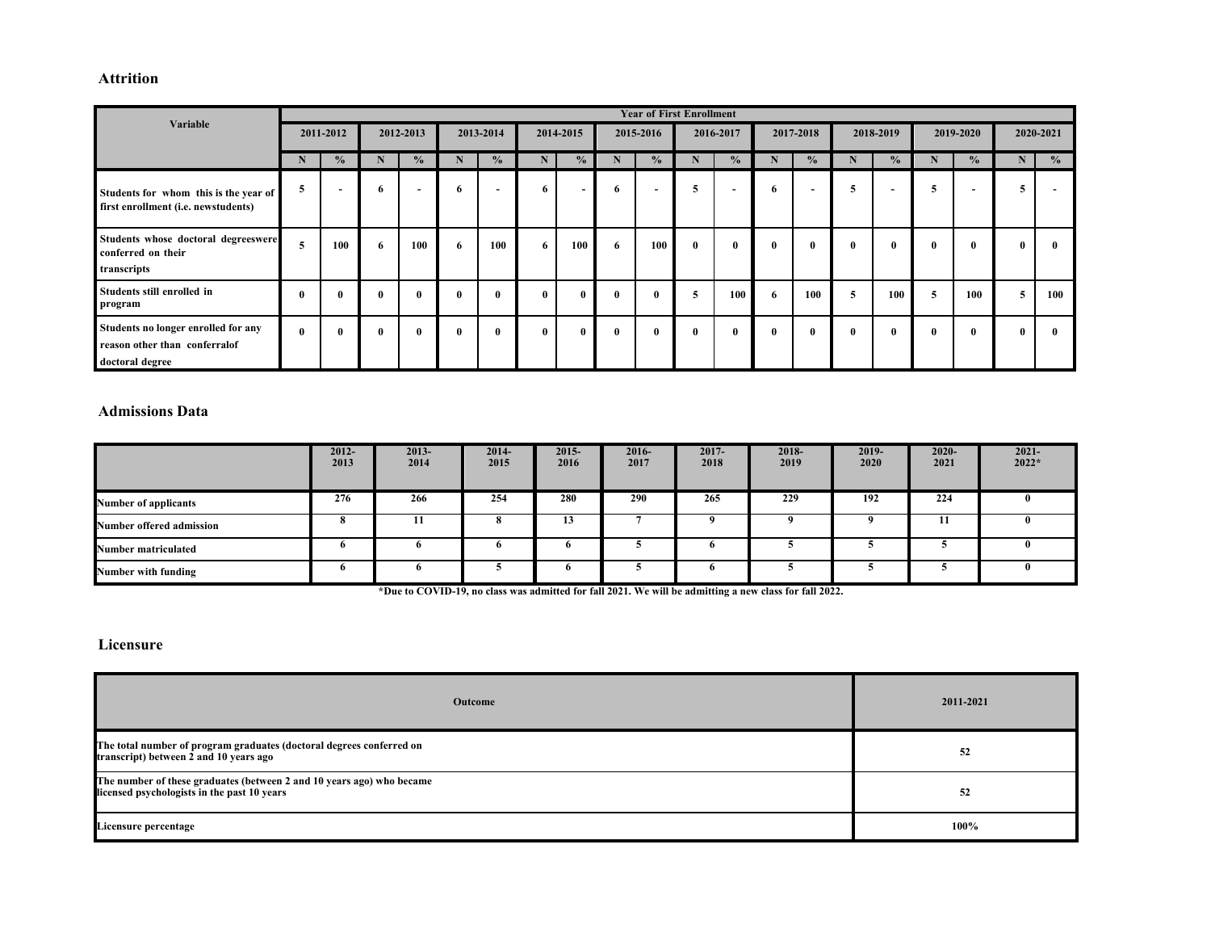## Attrition

| Variable | Year of First Enrollment | | | | | | | | | | | | | | | | | | | |
|---|---|---|---|---|---|---|---|---|---|---|---|---|---|---|---|---|---|---|---|---|
| | 2011-2012 | | 2012-2013 | | 2013-2014 | | 2014-2015 | | 2015-2016 | | 2016-2017 | | 2017-2018 | | 2018-2019 | | 2019-2020 | | 2020-2021 | |
| | N | % | N | % | N | % | N | % | N | % | N | % | N | % | N | % | N | % | N | % |
| Students for whom this is the year of first enrollment (i.e. newstudents) | 5 | - | 6 | - | 6 | - | 6 | - | 6 | - | 5 | - | 6 | - | 5 | - | 5 | - | 5 | - |
| Students whose doctoral degreeswere conferred on their transcripts | 5 | 100 | 6 | 100 | 6 | 100 | 6 | 100 | 6 | 100 | 0 | 0 | 0 | 0 | 0 | 0 | 0 | 0 | 0 | 0 |
| Students still enrolled in program | 0 | 0 | 0 | 0 | 0 | 0 | 0 | 0 | 0 | 0 | 5 | 100 | 6 | 100 | 5 | 100 | 5 | 100 | 5 | 100 |
| Students no longer enrolled for any reason other than conferralof doctoral degree | 0 | 0 | 0 | 0 | 0 | 0 | 0 | 0 | 0 | 0 | 0 | 0 | 0 | 0 | 0 | 0 | 0 | 0 | 0 | 0 |

## Admissions Data

| | 2012-2013 | 2013-2014 | 2014-2015 | 2015-2016 | 2016-2017 | 2017-2018 | 2018-2019 | 2019-2020 | 2020-2021 | 2021-2022* |
|---|---|---|---|---|---|---|---|---|---|---|
| Number of applicants | 276 | 266 | 254 | 280 | 290 | 265 | 229 | 192 | 224 | 0 |
| Number offered admission | 8 | 11 | 8 | 13 | 7 | 9 | 9 | 9 | 11 | 0 |
| Number matriculated | 6 | 6 | 6 | 6 | 5 | 6 | 5 | 5 | 5 | 0 |
| Number with funding | 6 | 6 | 5 | 6 | 5 | 6 | 5 | 5 | 5 | 0 |

*Due to COVID-19, no class was admitted for fall 2021. We will be admitting a new class for fall 2022.

## Licensure

| Outcome | 2011-2021 |
|---|---|
| The total number of program graduates (doctoral degrees conferred on transcript) between 2 and 10 years ago | 52 |
| The number of these graduates (between 2 and 10 years ago) who became licensed psychologists in the past 10 years | 52 |
| Licensure percentage | 100% |